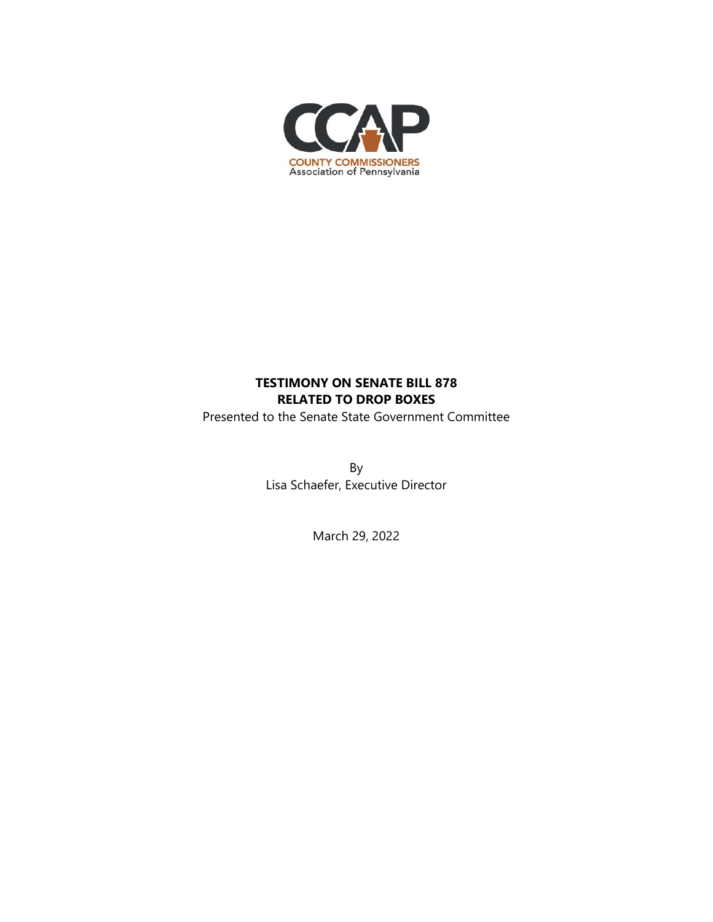CCAP

COUNTY COMMISSIONERS
Association of Pennsylvania

**TESTIMONY ON SENATE BILL 878**
**RELATED TO DROP BOXES**

Presented to the Senate State Government Committee

By
Lisa Schaefer, Executive Director

March 29, 2022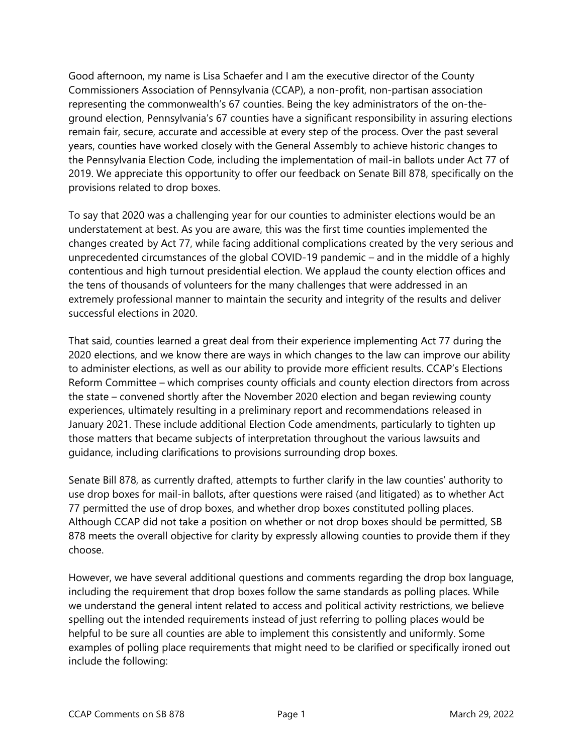Good afternoon, my name is Lisa Schaefer and I am the executive director of the County Commissioners Association of Pennsylvania (CCAP), a non-profit, non-partisan association representing the commonwealth's 67 counties. Being the key administrators of the on-the-ground election, Pennsylvania's 67 counties have a significant responsibility in assuring elections remain fair, secure, accurate and accessible at every step of the process. Over the past several years, counties have worked closely with the General Assembly to achieve historic changes to the Pennsylvania Election Code, including the implementation of mail-in ballots under Act 77 of 2019. We appreciate this opportunity to offer our feedback on Senate Bill 878, specifically on the provisions related to drop boxes.

To say that 2020 was a challenging year for our counties to administer elections would be an understatement at best. As you are aware, this was the first time counties implemented the changes created by Act 77, while facing additional complications created by the very serious and unprecedented circumstances of the global COVID-19 pandemic – and in the middle of a highly contentious and high turnout presidential election. We applaud the county election offices and the tens of thousands of volunteers for the many challenges that were addressed in an extremely professional manner to maintain the security and integrity of the results and deliver successful elections in 2020.

That said, counties learned a great deal from their experience implementing Act 77 during the 2020 elections, and we know there are ways in which changes to the law can improve our ability to administer elections, as well as our ability to provide more efficient results. CCAP's Elections Reform Committee – which comprises county officials and county election directors from across the state – convened shortly after the November 2020 election and began reviewing county experiences, ultimately resulting in a preliminary report and recommendations released in January 2021. These include additional Election Code amendments, particularly to tighten up those matters that became subjects of interpretation throughout the various lawsuits and guidance, including clarifications to provisions surrounding drop boxes.

Senate Bill 878, as currently drafted, attempts to further clarify in the law counties' authority to use drop boxes for mail-in ballots, after questions were raised (and litigated) as to whether Act 77 permitted the use of drop boxes, and whether drop boxes constituted polling places. Although CCAP did not take a position on whether or not drop boxes should be permitted, SB 878 meets the overall objective for clarity by expressly allowing counties to provide them if they choose.

However, we have several additional questions and comments regarding the drop box language, including the requirement that drop boxes follow the same standards as polling places. While we understand the general intent related to access and political activity restrictions, we believe spelling out the intended requirements instead of just referring to polling places would be helpful to be sure all counties are able to implement this consistently and uniformly. Some examples of polling place requirements that might need to be clarified or specifically ironed out include the following: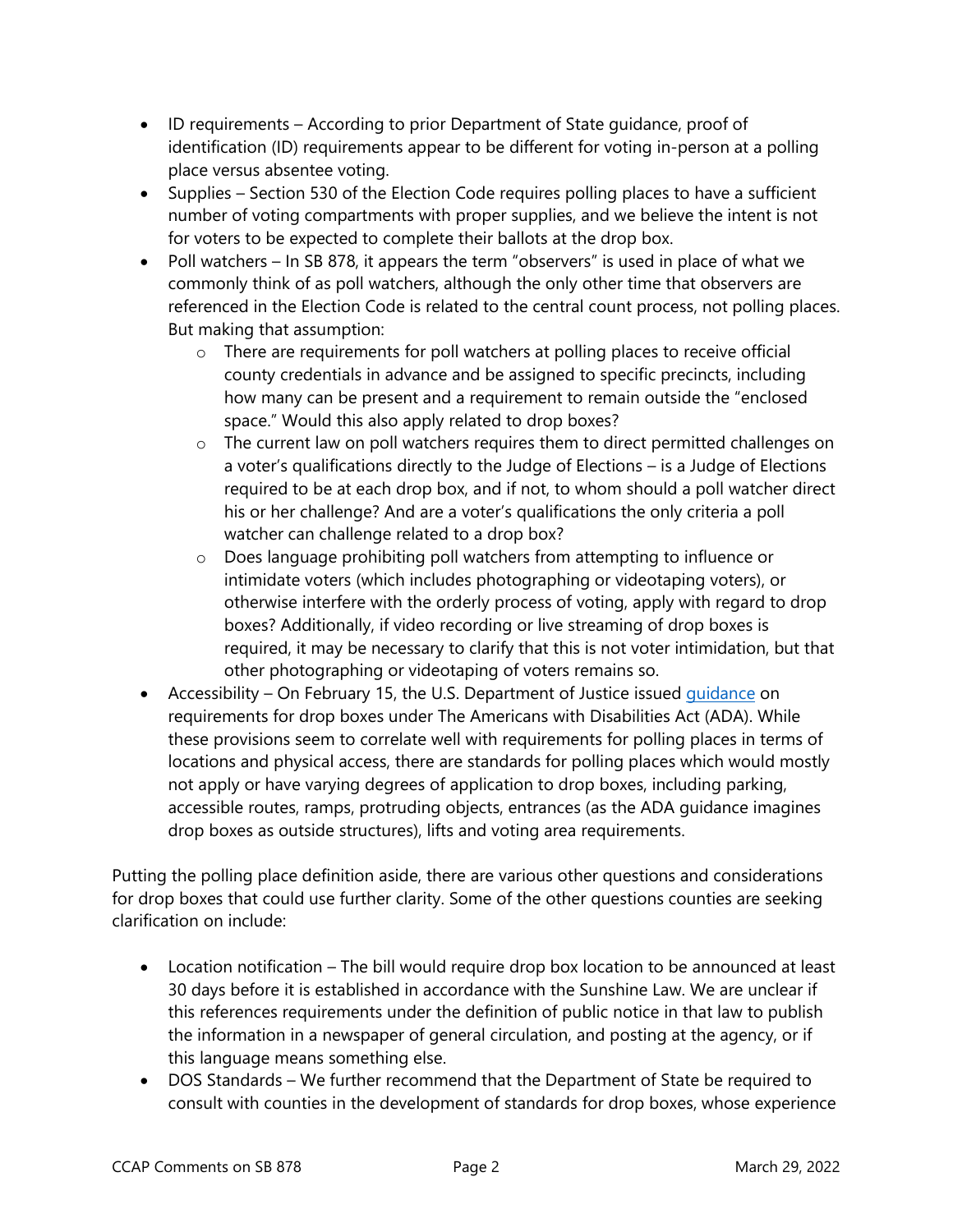- ID requirements – According to prior Department of State guidance, proof of identification (ID) requirements appear to be different for voting in-person at a polling place versus absentee voting.
- Supplies – Section 530 of the Election Code requires polling places to have a sufficient number of voting compartments with proper supplies, and we believe the intent is not for voters to be expected to complete their ballots at the drop box.
- Poll watchers – In SB 878, it appears the term "observers" is used in place of what we commonly think of as poll watchers, although the only other time that observers are referenced in the Election Code is related to the central count process, not polling places. But making that assumption:
    - There are requirements for poll watchers at polling places to receive official county credentials in advance and be assigned to specific precincts, including how many can be present and a requirement to remain outside the "enclosed space." Would this also apply related to drop boxes?
    - The current law on poll watchers requires them to direct permitted challenges on a voter's qualifications directly to the Judge of Elections – is a Judge of Elections required to be at each drop box, and if not, to whom should a poll watcher direct his or her challenge? And are a voter's qualifications the only criteria a poll watcher can challenge related to a drop box?
    - Does language prohibiting poll watchers from attempting to influence or intimidate voters (which includes photographing or videotaping voters), or otherwise interfere with the orderly process of voting, apply with regard to drop boxes? Additionally, if video recording or live streaming of drop boxes is required, it may be necessary to clarify that this is not voter intimidation, but that other photographing or videotaping of voters remains so.
- Accessibility – On February 15, the U.S. Department of Justice issued guidance on requirements for drop boxes under The Americans with Disabilities Act (ADA). While these provisions seem to correlate well with requirements for polling places in terms of locations and physical access, there are standards for polling places which would mostly not apply or have varying degrees of application to drop boxes, including parking, accessible routes, ramps, protruding objects, entrances (as the ADA guidance imagines drop boxes as outside structures), lifts and voting area requirements.

Putting the polling place definition aside, there are various other questions and considerations for drop boxes that could use further clarity. Some of the other questions counties are seeking clarification on include:

- Location notification – The bill would require drop box location to be announced at least 30 days before it is established in accordance with the Sunshine Law. We are unclear if this references requirements under the definition of public notice in that law to publish the information in a newspaper of general circulation, and posting at the agency, or if this language means something else.
- DOS Standards – We further recommend that the Department of State be required to consult with counties in the development of standards for drop boxes, whose experience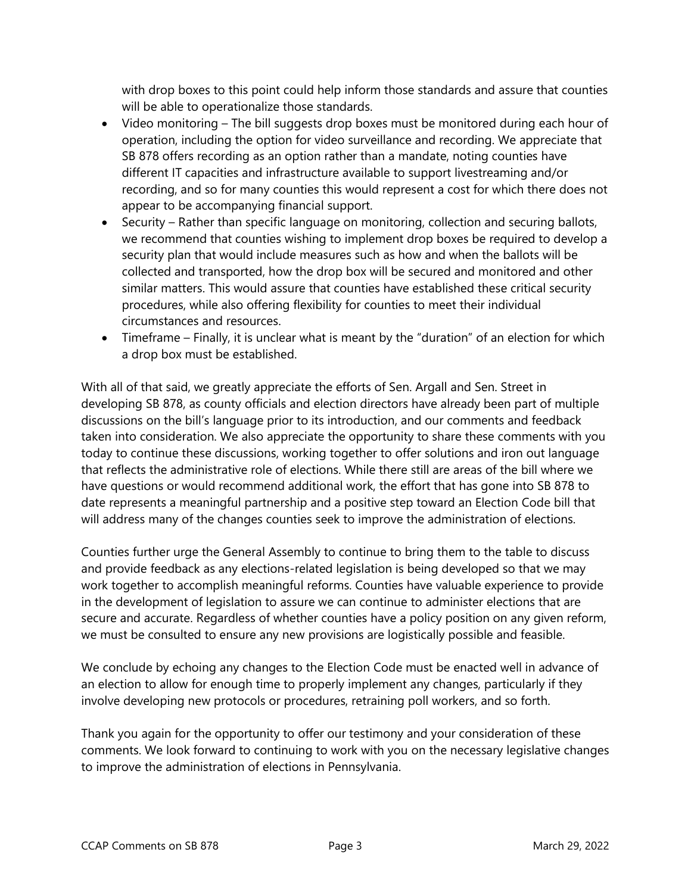with drop boxes to this point could help inform those standards and assure that counties will be able to operationalize those standards.

- Video monitoring – The bill suggests drop boxes must be monitored during each hour of operation, including the option for video surveillance and recording. We appreciate that SB 878 offers recording as an option rather than a mandate, noting counties have different IT capacities and infrastructure available to support livestreaming and/or recording, and so for many counties this would represent a cost for which there does not appear to be accompanying financial support.
- Security – Rather than specific language on monitoring, collection and securing ballots, we recommend that counties wishing to implement drop boxes be required to develop a security plan that would include measures such as how and when the ballots will be collected and transported, how the drop box will be secured and monitored and other similar matters. This would assure that counties have established these critical security procedures, while also offering flexibility for counties to meet their individual circumstances and resources.
- Timeframe – Finally, it is unclear what is meant by the "duration" of an election for which a drop box must be established.

With all of that said, we greatly appreciate the efforts of Sen. Argall and Sen. Street in developing SB 878, as county officials and election directors have already been part of multiple discussions on the bill's language prior to its introduction, and our comments and feedback taken into consideration. We also appreciate the opportunity to share these comments with you today to continue these discussions, working together to offer solutions and iron out language that reflects the administrative role of elections. While there still are areas of the bill where we have questions or would recommend additional work, the effort that has gone into SB 878 to date represents a meaningful partnership and a positive step toward an Election Code bill that will address many of the changes counties seek to improve the administration of elections.

Counties further urge the General Assembly to continue to bring them to the table to discuss and provide feedback as any elections-related legislation is being developed so that we may work together to accomplish meaningful reforms. Counties have valuable experience to provide in the development of legislation to assure we can continue to administer elections that are secure and accurate. Regardless of whether counties have a policy position on any given reform, we must be consulted to ensure any new provisions are logistically possible and feasible.

We conclude by echoing any changes to the Election Code must be enacted well in advance of an election to allow for enough time to properly implement any changes, particularly if they involve developing new protocols or procedures, retraining poll workers, and so forth.

Thank you again for the opportunity to offer our testimony and your consideration of these comments. We look forward to continuing to work with you on the necessary legislative changes to improve the administration of elections in Pennsylvania.